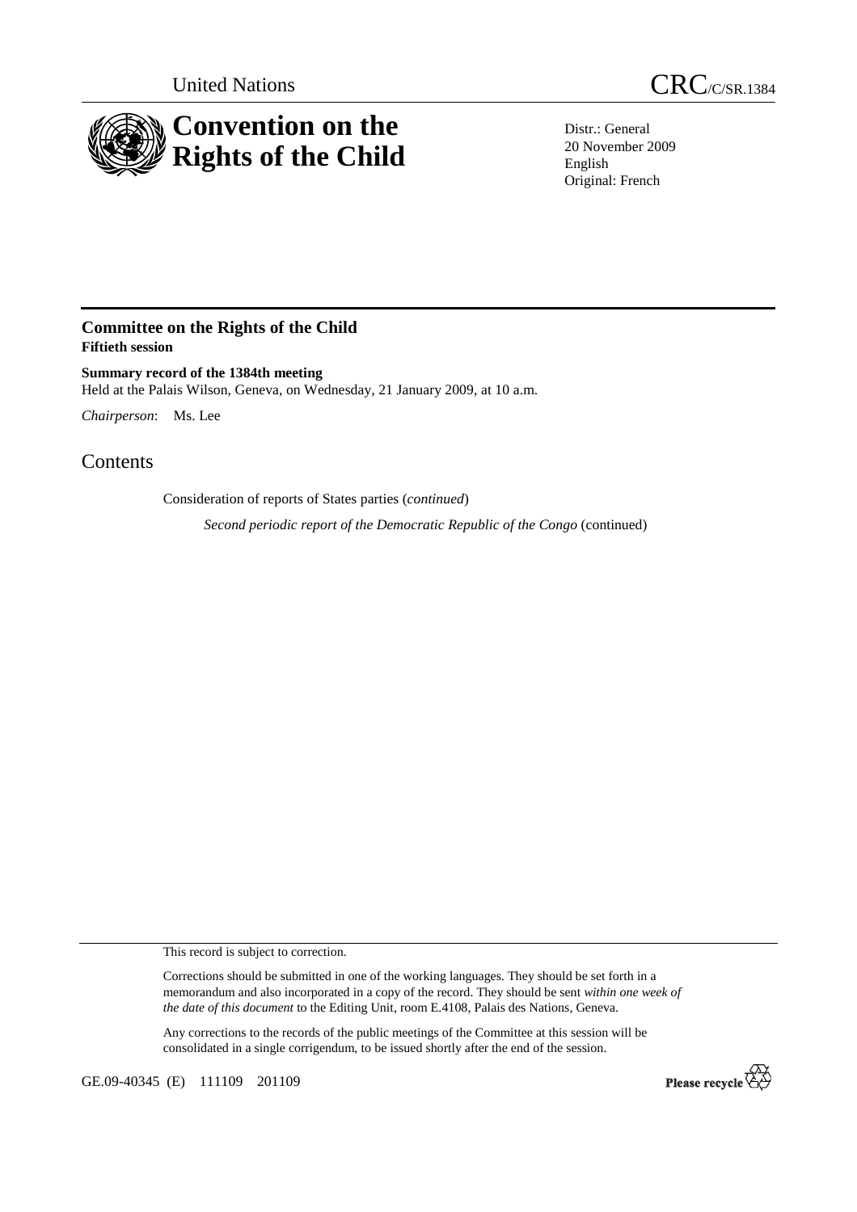United Nations

CRC/C/SR.1384

# Convention on the Rights of the Child

Distr.: General
20 November 2009
English
Original: French

## Committee on the Rights of the Child
**Fiftieth session**

**Summary record of the 1384th meeting**
Held at the Palais Wilson, Geneva, on Wednesday, 21 January 2009, at 10 a.m.

*Chairperson*: Ms. Lee

# Contents

Consideration of reports of States parties (*continued*)

*Second periodic report of the Democratic Republic of the Congo* (continued)

This record is subject to correction.

Corrections should be submitted in one of the working languages. They should be set forth in a memorandum and also incorporated in a copy of the record. They should be sent *within one week of the date of this document* to the Editing Unit, room E.4108, Palais des Nations, Geneva.

Any corrections to the records of the public meetings of the Committee at this session will be consolidated in a single corrigendum, to be issued shortly after the end of the session.

GE.09-40345 (E) 111109 201109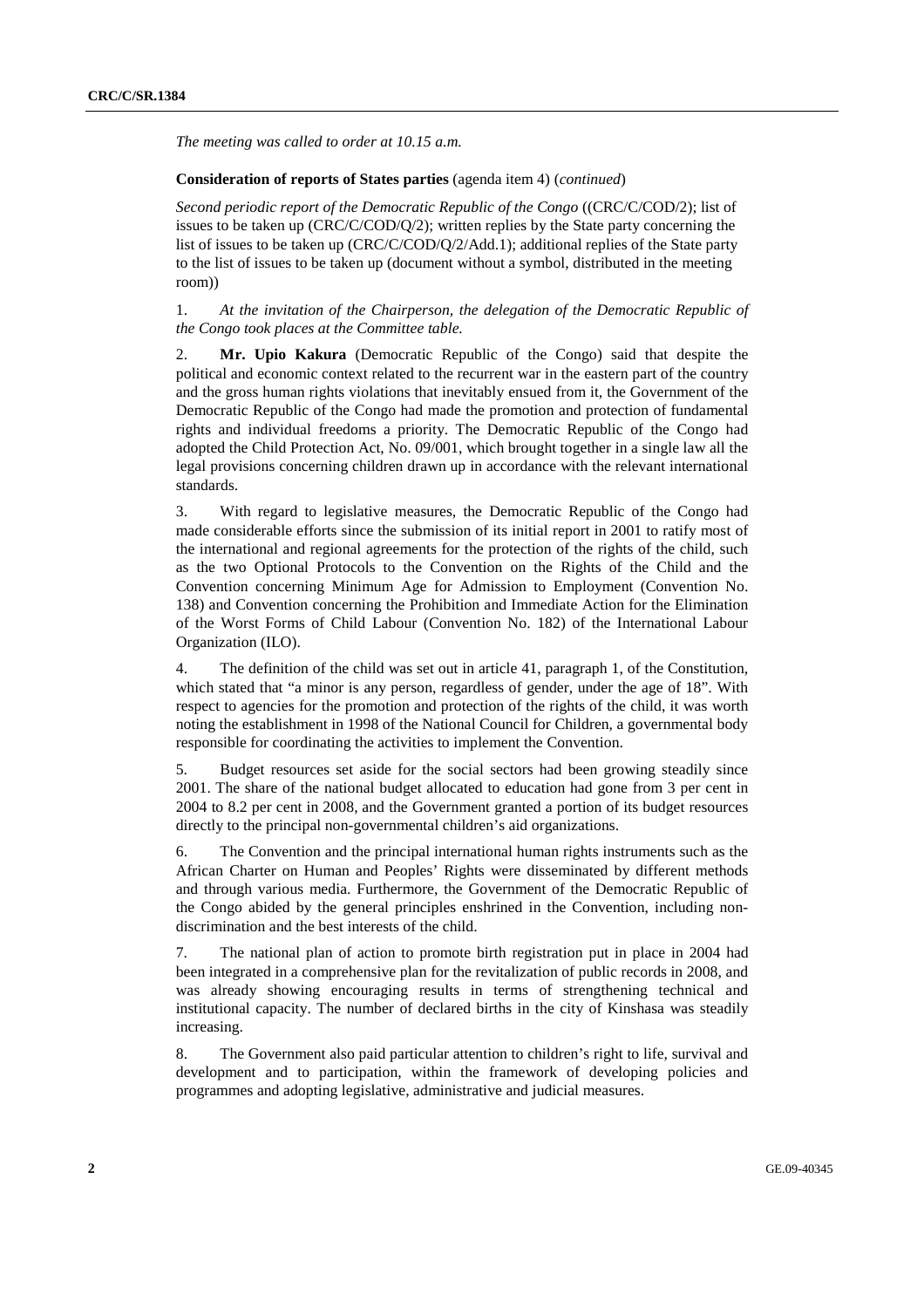*The meeting was called to order at 10.15 a.m.*

**Consideration of reports of States parties** (agenda item 4) (*continued*)

*Second periodic report of the Democratic Republic of the Congo* ((CRC/C/COD/2); list of issues to be taken up (CRC/C/COD/Q/2); written replies by the State party concerning the list of issues to be taken up (CRC/C/COD/Q/2/Add.1); additional replies of the State party to the list of issues to be taken up (document without a symbol, distributed in the meeting room))

1. *At the invitation of the Chairperson, the delegation of the Democratic Republic of the Congo took places at the Committee table.*

2. **Mr. Upio Kakura** (Democratic Republic of the Congo) said that despite the political and economic context related to the recurrent war in the eastern part of the country and the gross human rights violations that inevitably ensued from it, the Government of the Democratic Republic of the Congo had made the promotion and protection of fundamental rights and individual freedoms a priority. The Democratic Republic of the Congo had adopted the Child Protection Act, No. 09/001, which brought together in a single law all the legal provisions concerning children drawn up in accordance with the relevant international standards.

3. With regard to legislative measures, the Democratic Republic of the Congo had made considerable efforts since the submission of its initial report in 2001 to ratify most of the international and regional agreements for the protection of the rights of the child, such as the two Optional Protocols to the Convention on the Rights of the Child and the Convention concerning Minimum Age for Admission to Employment (Convention No. 138) and Convention concerning the Prohibition and Immediate Action for the Elimination of the Worst Forms of Child Labour (Convention No. 182) of the International Labour Organization (ILO).

4. The definition of the child was set out in article 41, paragraph 1, of the Constitution, which stated that "a minor is any person, regardless of gender, under the age of 18". With respect to agencies for the promotion and protection of the rights of the child, it was worth noting the establishment in 1998 of the National Council for Children, a governmental body responsible for coordinating the activities to implement the Convention.

5. Budget resources set aside for the social sectors had been growing steadily since 2001. The share of the national budget allocated to education had gone from 3 per cent in 2004 to 8.2 per cent in 2008, and the Government granted a portion of its budget resources directly to the principal non-governmental children's aid organizations.

6. The Convention and the principal international human rights instruments such as the African Charter on Human and Peoples' Rights were disseminated by different methods and through various media. Furthermore, the Government of the Democratic Republic of the Congo abided by the general principles enshrined in the Convention, including non-discrimination and the best interests of the child.

7. The national plan of action to promote birth registration put in place in 2004 had been integrated in a comprehensive plan for the revitalization of public records in 2008, and was already showing encouraging results in terms of strengthening technical and institutional capacity. The number of declared births in the city of Kinshasa was steadily increasing.

8. The Government also paid particular attention to children's right to life, survival and development and to participation, within the framework of developing policies and programmes and adopting legislative, administrative and judicial measures.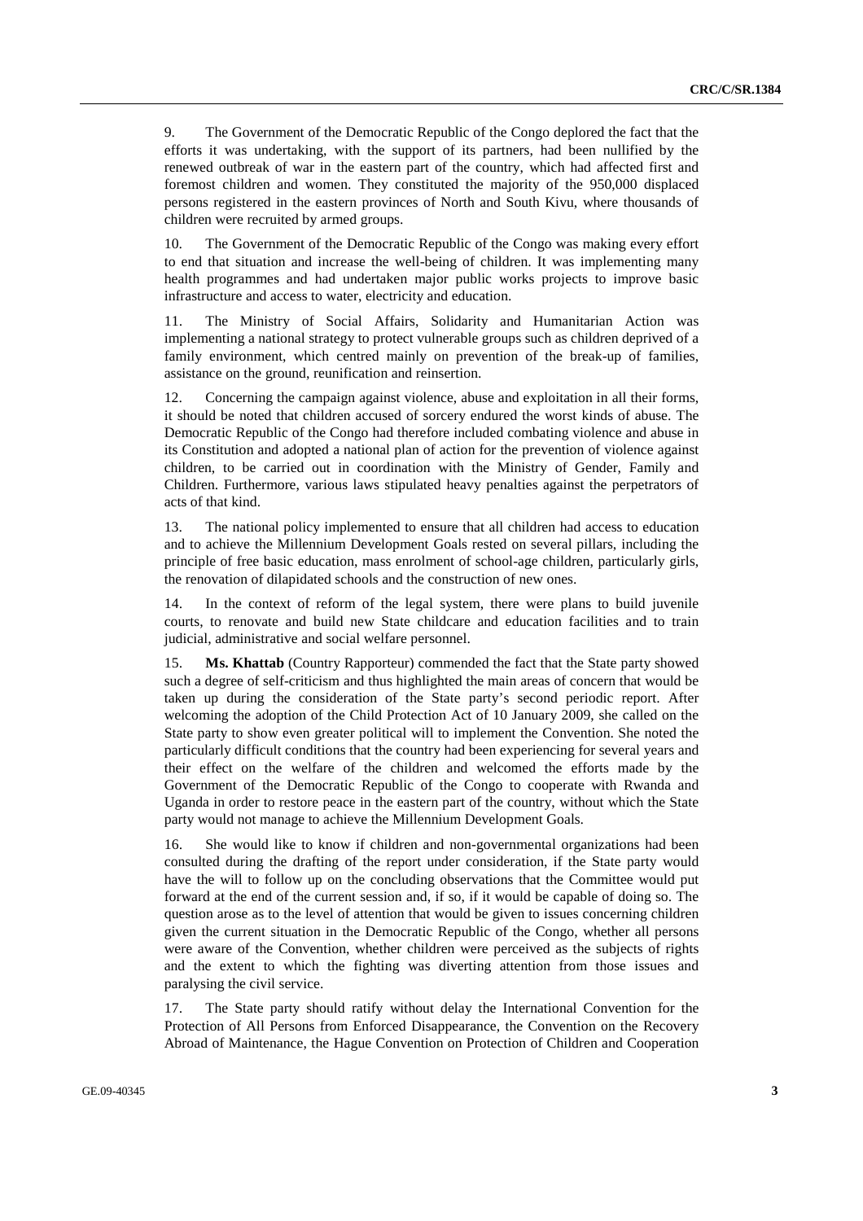9. The Government of the Democratic Republic of the Congo deplored the fact that the efforts it was undertaking, with the support of its partners, had been nullified by the renewed outbreak of war in the eastern part of the country, which had affected first and foremost children and women. They constituted the majority of the 950,000 displaced persons registered in the eastern provinces of North and South Kivu, where thousands of children were recruited by armed groups.

10. The Government of the Democratic Republic of the Congo was making every effort to end that situation and increase the well-being of children. It was implementing many health programmes and had undertaken major public works projects to improve basic infrastructure and access to water, electricity and education.

11. The Ministry of Social Affairs, Solidarity and Humanitarian Action was implementing a national strategy to protect vulnerable groups such as children deprived of a family environment, which centred mainly on prevention of the break-up of families, assistance on the ground, reunification and reinsertion.

12. Concerning the campaign against violence, abuse and exploitation in all their forms, it should be noted that children accused of sorcery endured the worst kinds of abuse. The Democratic Republic of the Congo had therefore included combating violence and abuse in its Constitution and adopted a national plan of action for the prevention of violence against children, to be carried out in coordination with the Ministry of Gender, Family and Children. Furthermore, various laws stipulated heavy penalties against the perpetrators of acts of that kind.

13. The national policy implemented to ensure that all children had access to education and to achieve the Millennium Development Goals rested on several pillars, including the principle of free basic education, mass enrolment of school-age children, particularly girls, the renovation of dilapidated schools and the construction of new ones.

14. In the context of reform of the legal system, there were plans to build juvenile courts, to renovate and build new State childcare and education facilities and to train judicial, administrative and social welfare personnel.

15. **Ms. Khattab** (Country Rapporteur) commended the fact that the State party showed such a degree of self-criticism and thus highlighted the main areas of concern that would be taken up during the consideration of the State party's second periodic report. After welcoming the adoption of the Child Protection Act of 10 January 2009, she called on the State party to show even greater political will to implement the Convention. She noted the particularly difficult conditions that the country had been experiencing for several years and their effect on the welfare of the children and welcomed the efforts made by the Government of the Democratic Republic of the Congo to cooperate with Rwanda and Uganda in order to restore peace in the eastern part of the country, without which the State party would not manage to achieve the Millennium Development Goals.

16. She would like to know if children and non-governmental organizations had been consulted during the drafting of the report under consideration, if the State party would have the will to follow up on the concluding observations that the Committee would put forward at the end of the current session and, if so, if it would be capable of doing so. The question arose as to the level of attention that would be given to issues concerning children given the current situation in the Democratic Republic of the Congo, whether all persons were aware of the Convention, whether children were perceived as the subjects of rights and the extent to which the fighting was diverting attention from those issues and paralysing the civil service.

17. The State party should ratify without delay the International Convention for the Protection of All Persons from Enforced Disappearance, the Convention on the Recovery Abroad of Maintenance, the Hague Convention on Protection of Children and Cooperation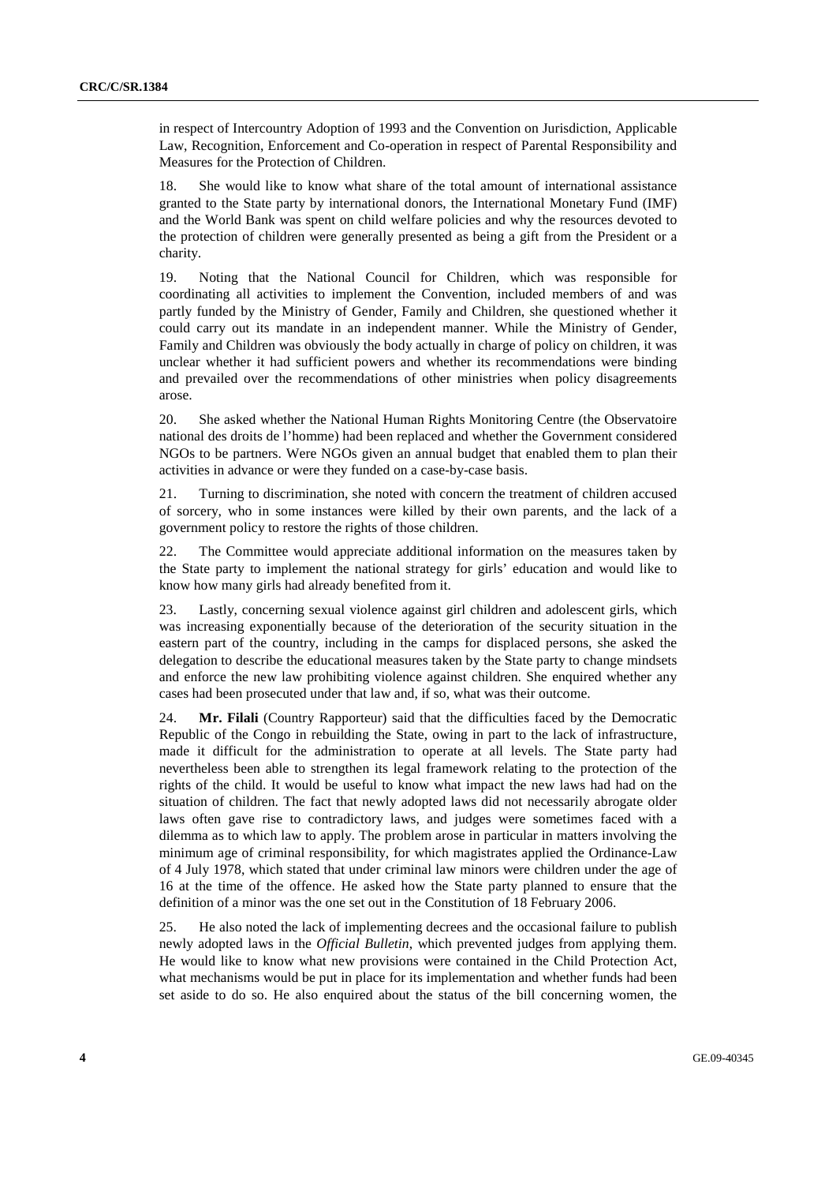in respect of Intercountry Adoption of 1993 and the Convention on Jurisdiction, Applicable Law, Recognition, Enforcement and Co-operation in respect of Parental Responsibility and Measures for the Protection of Children.

18. She would like to know what share of the total amount of international assistance granted to the State party by international donors, the International Monetary Fund (IMF) and the World Bank was spent on child welfare policies and why the resources devoted to the protection of children were generally presented as being a gift from the President or a charity.

19. Noting that the National Council for Children, which was responsible for coordinating all activities to implement the Convention, included members of and was partly funded by the Ministry of Gender, Family and Children, she questioned whether it could carry out its mandate in an independent manner. While the Ministry of Gender, Family and Children was obviously the body actually in charge of policy on children, it was unclear whether it had sufficient powers and whether its recommendations were binding and prevailed over the recommendations of other ministries when policy disagreements arose.

20. She asked whether the National Human Rights Monitoring Centre (the Observatoire national des droits de l'homme) had been replaced and whether the Government considered NGOs to be partners. Were NGOs given an annual budget that enabled them to plan their activities in advance or were they funded on a case-by-case basis.

21. Turning to discrimination, she noted with concern the treatment of children accused of sorcery, who in some instances were killed by their own parents, and the lack of a government policy to restore the rights of those children.

22. The Committee would appreciate additional information on the measures taken by the State party to implement the national strategy for girls' education and would like to know how many girls had already benefited from it.

23. Lastly, concerning sexual violence against girl children and adolescent girls, which was increasing exponentially because of the deterioration of the security situation in the eastern part of the country, including in the camps for displaced persons, she asked the delegation to describe the educational measures taken by the State party to change mindsets and enforce the new law prohibiting violence against children. She enquired whether any cases had been prosecuted under that law and, if so, what was their outcome.

24. **Mr. Filali** (Country Rapporteur) said that the difficulties faced by the Democratic Republic of the Congo in rebuilding the State, owing in part to the lack of infrastructure, made it difficult for the administration to operate at all levels. The State party had nevertheless been able to strengthen its legal framework relating to the protection of the rights of the child. It would be useful to know what impact the new laws had had on the situation of children. The fact that newly adopted laws did not necessarily abrogate older laws often gave rise to contradictory laws, and judges were sometimes faced with a dilemma as to which law to apply. The problem arose in particular in matters involving the minimum age of criminal responsibility, for which magistrates applied the Ordinance-Law of 4 July 1978, which stated that under criminal law minors were children under the age of 16 at the time of the offence. He asked how the State party planned to ensure that the definition of a minor was the one set out in the Constitution of 18 February 2006.

25. He also noted the lack of implementing decrees and the occasional failure to publish newly adopted laws in the *Official Bulletin*, which prevented judges from applying them. He would like to know what new provisions were contained in the Child Protection Act, what mechanisms would be put in place for its implementation and whether funds had been set aside to do so. He also enquired about the status of the bill concerning women, the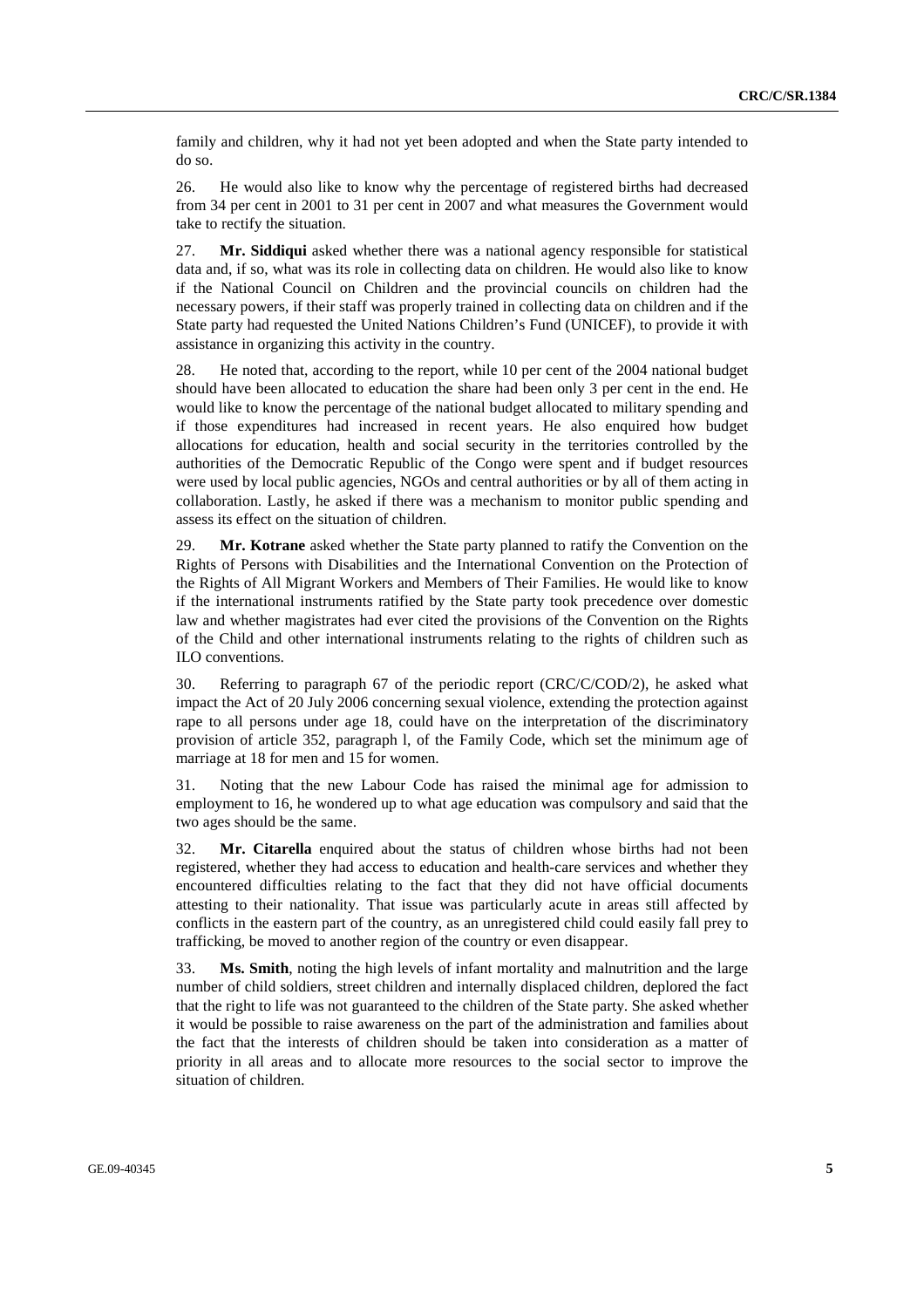family and children, why it had not yet been adopted and when the State party intended to do so.

26. He would also like to know why the percentage of registered births had decreased from 34 per cent in 2001 to 31 per cent in 2007 and what measures the Government would take to rectify the situation.

27. **Mr. Siddiqui** asked whether there was a national agency responsible for statistical data and, if so, what was its role in collecting data on children. He would also like to know if the National Council on Children and the provincial councils on children had the necessary powers, if their staff was properly trained in collecting data on children and if the State party had requested the United Nations Children's Fund (UNICEF), to provide it with assistance in organizing this activity in the country.

28. He noted that, according to the report, while 10 per cent of the 2004 national budget should have been allocated to education the share had been only 3 per cent in the end. He would like to know the percentage of the national budget allocated to military spending and if those expenditures had increased in recent years. He also enquired how budget allocations for education, health and social security in the territories controlled by the authorities of the Democratic Republic of the Congo were spent and if budget resources were used by local public agencies, NGOs and central authorities or by all of them acting in collaboration. Lastly, he asked if there was a mechanism to monitor public spending and assess its effect on the situation of children.

29. **Mr. Kotrane** asked whether the State party planned to ratify the Convention on the Rights of Persons with Disabilities and the International Convention on the Protection of the Rights of All Migrant Workers and Members of Their Families. He would like to know if the international instruments ratified by the State party took precedence over domestic law and whether magistrates had ever cited the provisions of the Convention on the Rights of the Child and other international instruments relating to the rights of children such as ILO conventions.

30. Referring to paragraph 67 of the periodic report (CRC/C/COD/2), he asked what impact the Act of 20 July 2006 concerning sexual violence, extending the protection against rape to all persons under age 18, could have on the interpretation of the discriminatory provision of article 352, paragraph l, of the Family Code, which set the minimum age of marriage at 18 for men and 15 for women.

31. Noting that the new Labour Code has raised the minimal age for admission to employment to 16, he wondered up to what age education was compulsory and said that the two ages should be the same.

32. **Mr. Citarella** enquired about the status of children whose births had not been registered, whether they had access to education and health-care services and whether they encountered difficulties relating to the fact that they did not have official documents attesting to their nationality. That issue was particularly acute in areas still affected by conflicts in the eastern part of the country, as an unregistered child could easily fall prey to trafficking, be moved to another region of the country or even disappear.

33. **Ms. Smith**, noting the high levels of infant mortality and malnutrition and the large number of child soldiers, street children and internally displaced children, deplored the fact that the right to life was not guaranteed to the children of the State party. She asked whether it would be possible to raise awareness on the part of the administration and families about the fact that the interests of children should be taken into consideration as a matter of priority in all areas and to allocate more resources to the social sector to improve the situation of children.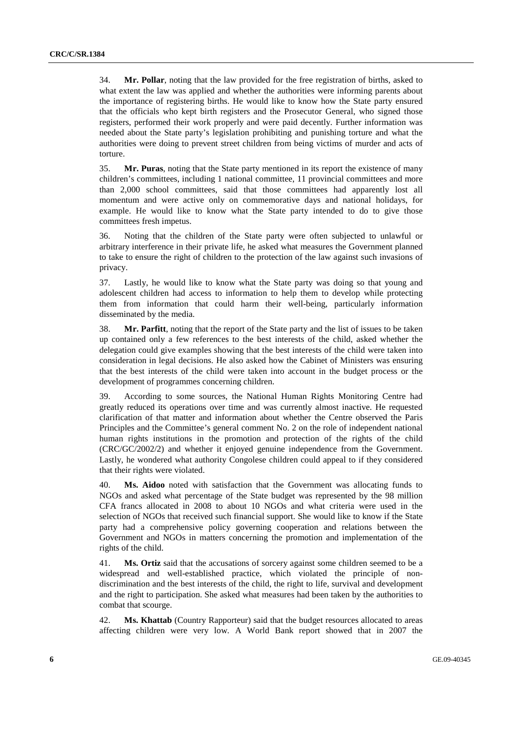34. **Mr. Pollar**, noting that the law provided for the free registration of births, asked to what extent the law was applied and whether the authorities were informing parents about the importance of registering births. He would like to know how the State party ensured that the officials who kept birth registers and the Prosecutor General, who signed those registers, performed their work properly and were paid decently. Further information was needed about the State party's legislation prohibiting and punishing torture and what the authorities were doing to prevent street children from being victims of murder and acts of torture.

35. **Mr. Puras**, noting that the State party mentioned in its report the existence of many children's committees, including 1 national committee, 11 provincial committees and more than 2,000 school committees, said that those committees had apparently lost all momentum and were active only on commemorative days and national holidays, for example. He would like to know what the State party intended to do to give those committees fresh impetus.

36. Noting that the children of the State party were often subjected to unlawful or arbitrary interference in their private life, he asked what measures the Government planned to take to ensure the right of children to the protection of the law against such invasions of privacy.

37. Lastly, he would like to know what the State party was doing so that young and adolescent children had access to information to help them to develop while protecting them from information that could harm their well-being, particularly information disseminated by the media.

38. **Mr. Parfitt**, noting that the report of the State party and the list of issues to be taken up contained only a few references to the best interests of the child, asked whether the delegation could give examples showing that the best interests of the child were taken into consideration in legal decisions. He also asked how the Cabinet of Ministers was ensuring that the best interests of the child were taken into account in the budget process or the development of programmes concerning children.

39. According to some sources, the National Human Rights Monitoring Centre had greatly reduced its operations over time and was currently almost inactive. He requested clarification of that matter and information about whether the Centre observed the Paris Principles and the Committee's general comment No. 2 on the role of independent national human rights institutions in the promotion and protection of the rights of the child (CRC/GC/2002/2) and whether it enjoyed genuine independence from the Government. Lastly, he wondered what authority Congolese children could appeal to if they considered that their rights were violated.

40. **Ms. Aidoo** noted with satisfaction that the Government was allocating funds to NGOs and asked what percentage of the State budget was represented by the 98 million CFA francs allocated in 2008 to about 10 NGOs and what criteria were used in the selection of NGOs that received such financial support. She would like to know if the State party had a comprehensive policy governing cooperation and relations between the Government and NGOs in matters concerning the promotion and implementation of the rights of the child.

41. **Ms. Ortiz** said that the accusations of sorcery against some children seemed to be a widespread and well-established practice, which violated the principle of non-discrimination and the best interests of the child, the right to life, survival and development and the right to participation. She asked what measures had been taken by the authorities to combat that scourge.

42. **Ms. Khattab** (Country Rapporteur) said that the budget resources allocated to areas affecting children were very low. A World Bank report showed that in 2007 the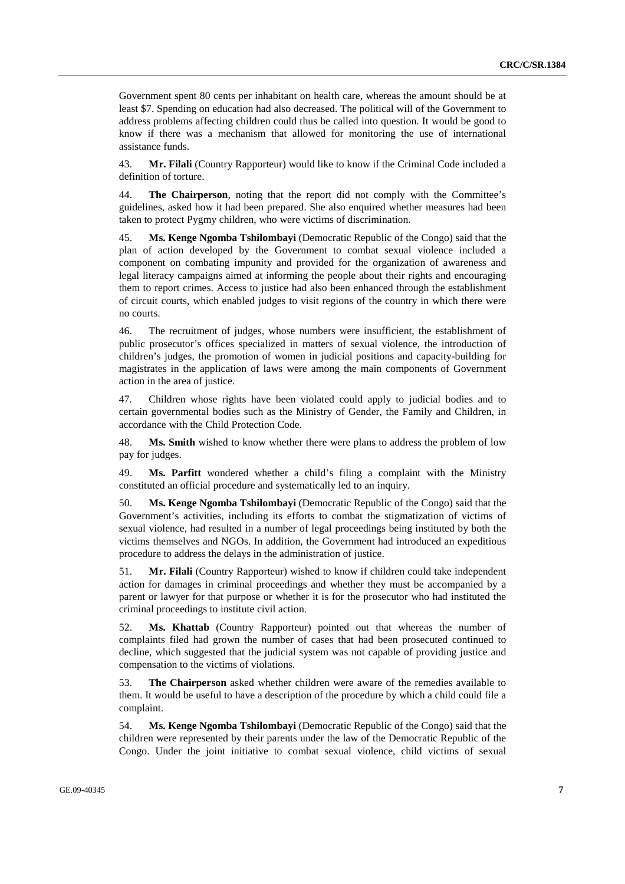Government spent 80 cents per inhabitant on health care, whereas the amount should be at least $7. Spending on education had also decreased. The political will of the Government to address problems affecting children could thus be called into question. It would be good to know if there was a mechanism that allowed for monitoring the use of international assistance funds.

43. **Mr. Filali** (Country Rapporteur) would like to know if the Criminal Code included a definition of torture.

44. **The Chairperson**, noting that the report did not comply with the Committee's guidelines, asked how it had been prepared. She also enquired whether measures had been taken to protect Pygmy children, who were victims of discrimination.

45. **Ms. Kenge Ngomba Tshilombayi** (Democratic Republic of the Congo) said that the plan of action developed by the Government to combat sexual violence included a component on combating impunity and provided for the organization of awareness and legal literacy campaigns aimed at informing the people about their rights and encouraging them to report crimes. Access to justice had also been enhanced through the establishment of circuit courts, which enabled judges to visit regions of the country in which there were no courts.

46. The recruitment of judges, whose numbers were insufficient, the establishment of public prosecutor's offices specialized in matters of sexual violence, the introduction of children's judges, the promotion of women in judicial positions and capacity-building for magistrates in the application of laws were among the main components of Government action in the area of justice.

47. Children whose rights have been violated could apply to judicial bodies and to certain governmental bodies such as the Ministry of Gender, the Family and Children, in accordance with the Child Protection Code.

48. **Ms. Smith** wished to know whether there were plans to address the problem of low pay for judges.

49. **Ms. Parfitt** wondered whether a child's filing a complaint with the Ministry constituted an official procedure and systematically led to an inquiry.

50. **Ms. Kenge Ngomba Tshilombayi** (Democratic Republic of the Congo) said that the Government's activities, including its efforts to combat the stigmatization of victims of sexual violence, had resulted in a number of legal proceedings being instituted by both the victims themselves and NGOs. In addition, the Government had introduced an expeditious procedure to address the delays in the administration of justice.

51. **Mr. Filali** (Country Rapporteur) wished to know if children could take independent action for damages in criminal proceedings and whether they must be accompanied by a parent or lawyer for that purpose or whether it is for the prosecutor who had instituted the criminal proceedings to institute civil action.

52. **Ms. Khattab** (Country Rapporteur) pointed out that whereas the number of complaints filed had grown the number of cases that had been prosecuted continued to decline, which suggested that the judicial system was not capable of providing justice and compensation to the victims of violations.

53. **The Chairperson** asked whether children were aware of the remedies available to them. It would be useful to have a description of the procedure by which a child could file a complaint.

54. **Ms. Kenge Ngomba Tshilombayi** (Democratic Republic of the Congo) said that the children were represented by their parents under the law of the Democratic Republic of the Congo. Under the joint initiative to combat sexual violence, child victims of sexual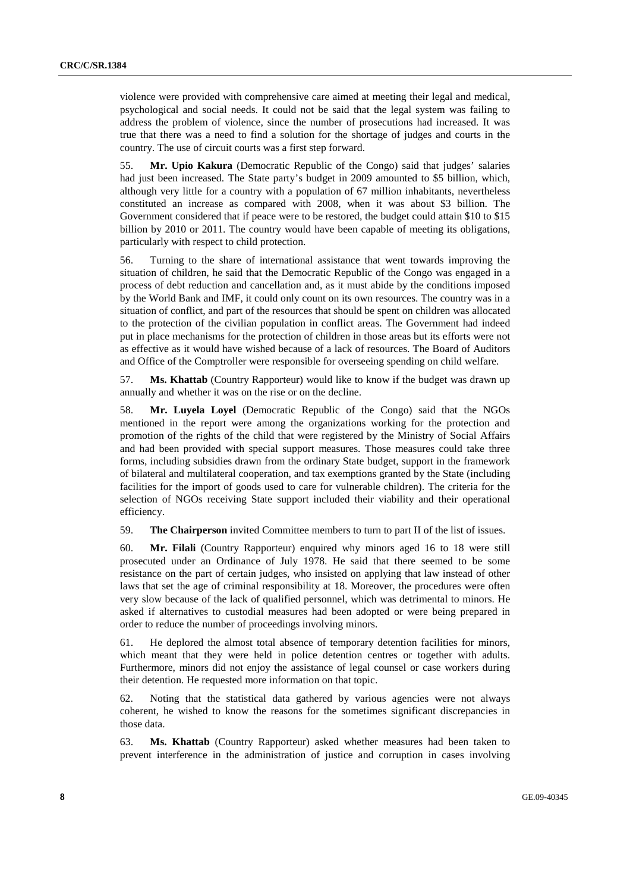violence were provided with comprehensive care aimed at meeting their legal and medical, psychological and social needs. It could not be said that the legal system was failing to address the problem of violence, since the number of prosecutions had increased. It was true that there was a need to find a solution for the shortage of judges and courts in the country. The use of circuit courts was a first step forward.

55. **Mr. Upio Kakura** (Democratic Republic of the Congo) said that judges' salaries had just been increased. The State party's budget in 2009 amounted to $5 billion, which, although very little for a country with a population of 67 million inhabitants, nevertheless constituted an increase as compared with 2008, when it was about $3 billion. The Government considered that if peace were to be restored, the budget could attain $10 to $15 billion by 2010 or 2011. The country would have been capable of meeting its obligations, particularly with respect to child protection.

56. Turning to the share of international assistance that went towards improving the situation of children, he said that the Democratic Republic of the Congo was engaged in a process of debt reduction and cancellation and, as it must abide by the conditions imposed by the World Bank and IMF, it could only count on its own resources. The country was in a situation of conflict, and part of the resources that should be spent on children was allocated to the protection of the civilian population in conflict areas. The Government had indeed put in place mechanisms for the protection of children in those areas but its efforts were not as effective as it would have wished because of a lack of resources. The Board of Auditors and Office of the Comptroller were responsible for overseeing spending on child welfare.

57. **Ms. Khattab** (Country Rapporteur) would like to know if the budget was drawn up annually and whether it was on the rise or on the decline.

58. **Mr. Luyela Loyel** (Democratic Republic of the Congo) said that the NGOs mentioned in the report were among the organizations working for the protection and promotion of the rights of the child that were registered by the Ministry of Social Affairs and had been provided with special support measures. Those measures could take three forms, including subsidies drawn from the ordinary State budget, support in the framework of bilateral and multilateral cooperation, and tax exemptions granted by the State (including facilities for the import of goods used to care for vulnerable children). The criteria for the selection of NGOs receiving State support included their viability and their operational efficiency.

59. **The Chairperson** invited Committee members to turn to part II of the list of issues.

60. **Mr. Filali** (Country Rapporteur) enquired why minors aged 16 to 18 were still prosecuted under an Ordinance of July 1978. He said that there seemed to be some resistance on the part of certain judges, who insisted on applying that law instead of other laws that set the age of criminal responsibility at 18. Moreover, the procedures were often very slow because of the lack of qualified personnel, which was detrimental to minors. He asked if alternatives to custodial measures had been adopted or were being prepared in order to reduce the number of proceedings involving minors.

61. He deplored the almost total absence of temporary detention facilities for minors, which meant that they were held in police detention centres or together with adults. Furthermore, minors did not enjoy the assistance of legal counsel or case workers during their detention. He requested more information on that topic.

62. Noting that the statistical data gathered by various agencies were not always coherent, he wished to know the reasons for the sometimes significant discrepancies in those data.

63. **Ms. Khattab** (Country Rapporteur) asked whether measures had been taken to prevent interference in the administration of justice and corruption in cases involving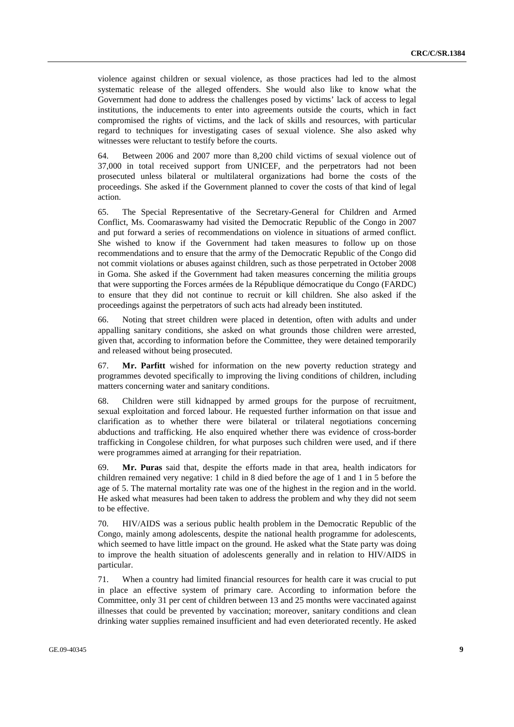violence against children or sexual violence, as those practices had led to the almost systematic release of the alleged offenders. She would also like to know what the Government had done to address the challenges posed by victims' lack of access to legal institutions, the inducements to enter into agreements outside the courts, which in fact compromised the rights of victims, and the lack of skills and resources, with particular regard to techniques for investigating cases of sexual violence. She also asked why witnesses were reluctant to testify before the courts.

64. Between 2006 and 2007 more than 8,200 child victims of sexual violence out of 37,000 in total received support from UNICEF, and the perpetrators had not been prosecuted unless bilateral or multilateral organizations had borne the costs of the proceedings. She asked if the Government planned to cover the costs of that kind of legal action.

65. The Special Representative of the Secretary-General for Children and Armed Conflict, Ms. Coomaraswamy had visited the Democratic Republic of the Congo in 2007 and put forward a series of recommendations on violence in situations of armed conflict. She wished to know if the Government had taken measures to follow up on those recommendations and to ensure that the army of the Democratic Republic of the Congo did not commit violations or abuses against children, such as those perpetrated in October 2008 in Goma. She asked if the Government had taken measures concerning the militia groups that were supporting the Forces armées de la République démocratique du Congo (FARDC) to ensure that they did not continue to recruit or kill children. She also asked if the proceedings against the perpetrators of such acts had already been instituted.

66. Noting that street children were placed in detention, often with adults and under appalling sanitary conditions, she asked on what grounds those children were arrested, given that, according to information before the Committee, they were detained temporarily and released without being prosecuted.

67. **Mr. Parfitt** wished for information on the new poverty reduction strategy and programmes devoted specifically to improving the living conditions of children, including matters concerning water and sanitary conditions.

68. Children were still kidnapped by armed groups for the purpose of recruitment, sexual exploitation and forced labour. He requested further information on that issue and clarification as to whether there were bilateral or trilateral negotiations concerning abductions and trafficking. He also enquired whether there was evidence of cross-border trafficking in Congolese children, for what purposes such children were used, and if there were programmes aimed at arranging for their repatriation.

69. **Mr. Puras** said that, despite the efforts made in that area, health indicators for children remained very negative: 1 child in 8 died before the age of 1 and 1 in 5 before the age of 5. The maternal mortality rate was one of the highest in the region and in the world. He asked what measures had been taken to address the problem and why they did not seem to be effective.

70. HIV/AIDS was a serious public health problem in the Democratic Republic of the Congo, mainly among adolescents, despite the national health programme for adolescents, which seemed to have little impact on the ground. He asked what the State party was doing to improve the health situation of adolescents generally and in relation to HIV/AIDS in particular.

71. When a country had limited financial resources for health care it was crucial to put in place an effective system of primary care. According to information before the Committee, only 31 per cent of children between 13 and 25 months were vaccinated against illnesses that could be prevented by vaccination; moreover, sanitary conditions and clean drinking water supplies remained insufficient and had even deteriorated recently. He asked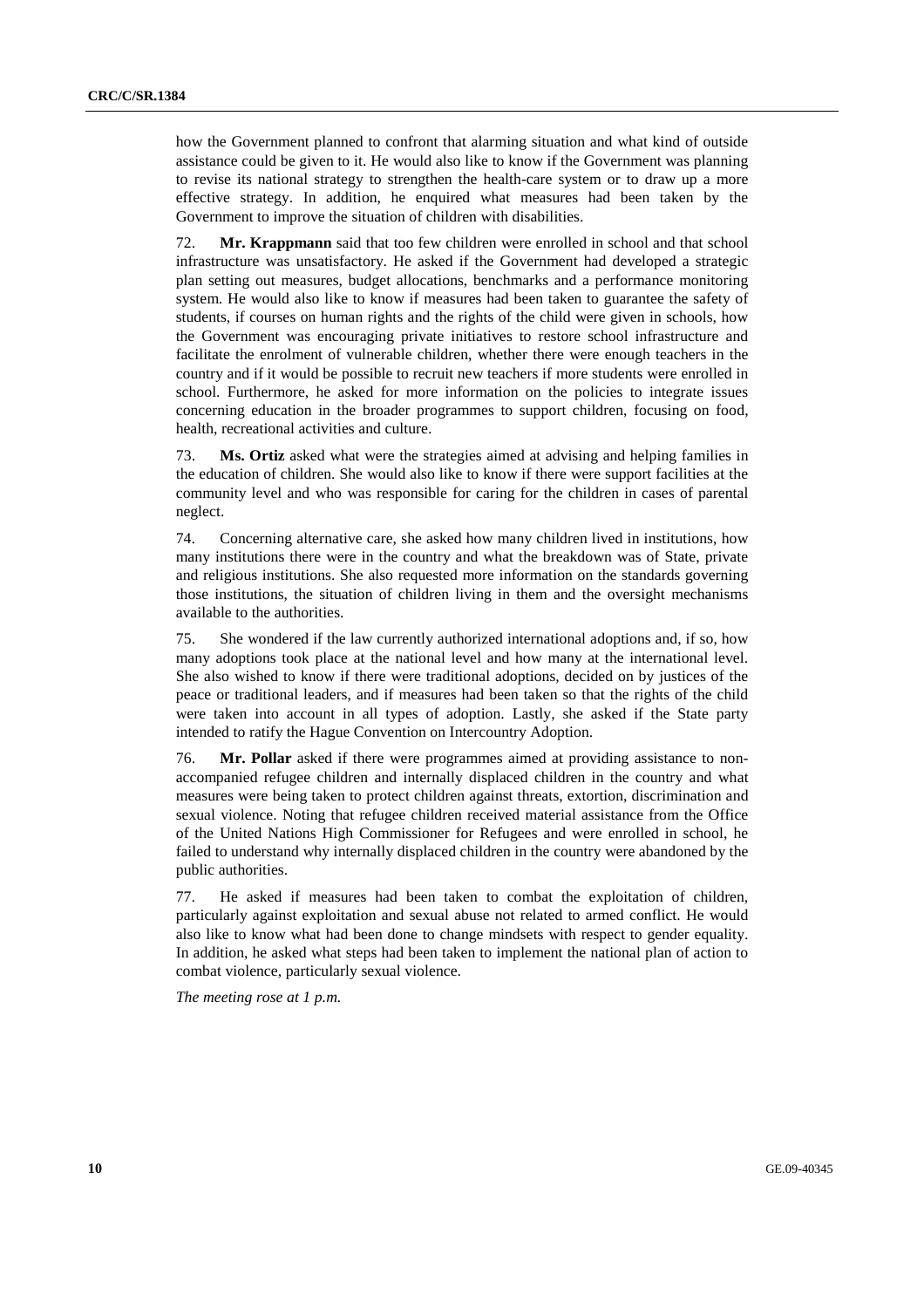how the Government planned to confront that alarming situation and what kind of outside assistance could be given to it. He would also like to know if the Government was planning to revise its national strategy to strengthen the health-care system or to draw up a more effective strategy. In addition, he enquired what measures had been taken by the Government to improve the situation of children with disabilities.

72. **Mr. Krappmann** said that too few children were enrolled in school and that school infrastructure was unsatisfactory. He asked if the Government had developed a strategic plan setting out measures, budget allocations, benchmarks and a performance monitoring system. He would also like to know if measures had been taken to guarantee the safety of students, if courses on human rights and the rights of the child were given in schools, how the Government was encouraging private initiatives to restore school infrastructure and facilitate the enrolment of vulnerable children, whether there were enough teachers in the country and if it would be possible to recruit new teachers if more students were enrolled in school. Furthermore, he asked for more information on the policies to integrate issues concerning education in the broader programmes to support children, focusing on food, health, recreational activities and culture.

73. **Ms. Ortiz** asked what were the strategies aimed at advising and helping families in the education of children. She would also like to know if there were support facilities at the community level and who was responsible for caring for the children in cases of parental neglect.

74. Concerning alternative care, she asked how many children lived in institutions, how many institutions there were in the country and what the breakdown was of State, private and religious institutions. She also requested more information on the standards governing those institutions, the situation of children living in them and the oversight mechanisms available to the authorities.

75. She wondered if the law currently authorized international adoptions and, if so, how many adoptions took place at the national level and how many at the international level. She also wished to know if there were traditional adoptions, decided on by justices of the peace or traditional leaders, and if measures had been taken so that the rights of the child were taken into account in all types of adoption. Lastly, she asked if the State party intended to ratify the Hague Convention on Intercountry Adoption.

76. **Mr. Pollar** asked if there were programmes aimed at providing assistance to non-accompanied refugee children and internally displaced children in the country and what measures were being taken to protect children against threats, extortion, discrimination and sexual violence. Noting that refugee children received material assistance from the Office of the United Nations High Commissioner for Refugees and were enrolled in school, he failed to understand why internally displaced children in the country were abandoned by the public authorities.

77. He asked if measures had been taken to combat the exploitation of children, particularly against exploitation and sexual abuse not related to armed conflict. He would also like to know what had been done to change mindsets with respect to gender equality. In addition, he asked what steps had been taken to implement the national plan of action to combat violence, particularly sexual violence.

*The meeting rose at 1 p.m.*